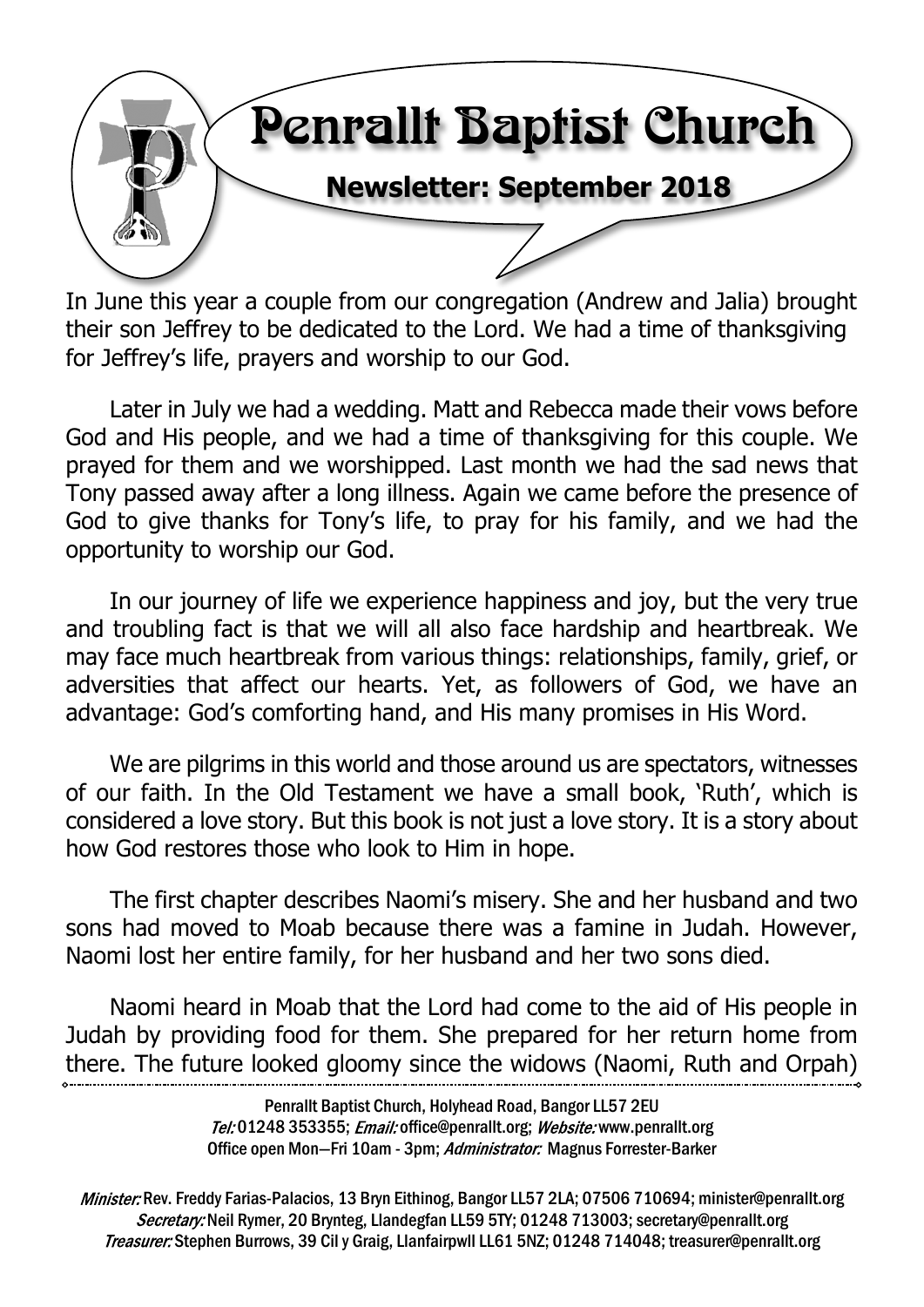# Penrallt Baptist Church

## Newsletter: September 2018

In June this year a couple from our congregation (Andrew and Jalia) brought their son Jeffrey to be dedicated to the Lord. We had a time of thanksgiving for Jeffrey's life, prayers and worship to our God.

Later in July we had a wedding. Matt and Rebecca made their vows before God and His people, and we had a time of thanksgiving for this couple. We prayed for them and we worshipped. Last month we had the sad news that Tony passed away after a long illness. Again we came before the presence of God to give thanks for Tony's life, to pray for his family, and we had the opportunity to worship our God.

In our journey of life we experience happiness and joy, but the very true and troubling fact is that we will all also face hardship and heartbreak. We may face much heartbreak from various things: relationships, family, grief, or adversities that affect our hearts. Yet, as followers of God, we have an advantage: God's comforting hand, and His many promises in His Word.

We are pilgrims in this world and those around us are spectators, witnesses of our faith. In the Old Testament we have a small book, 'Ruth', which is considered a love story. But this book is not just a love story. It is a story about how God restores those who look to Him in hope.

The first chapter describes Naomi's misery. She and her husband and two sons had moved to Moab because there was a famine in Judah. However, Naomi lost her entire family, for her husband and her two sons died.

Naomi heard in Moab that the Lord had come to the aid of His people in Judah by providing food for them. She prepared for her return home from there. The future looked gloomy since the widows (Naomi, Ruth and Orpah)

---

Penrallt Baptist Church, Holyhead Road, Bangor LL57 2EU
*Tel:* 01248 353355; *Email:* office@penrallt.org; *Website:* www.penrallt.org
Office open Mon—Fri 10am - 3pm; *Administrator:* Magnus Forrester-Barker

*Minister:* Rev. Freddy Farias-Palacios, 13 Bryn Eithinog, Bangor LL57 2LA; 07506 710694; minister@penrallt.org
*Secretary:* Neil Rymer, 20 Brynteg, Llandegfan LL59 5TY; 01248 713003; secretary@penrallt.org
*Treasurer:* Stephen Burrows, 39 Cil y Graig, Llanfairpwll LL61 5NZ; 01248 714048; treasurer@penrallt.org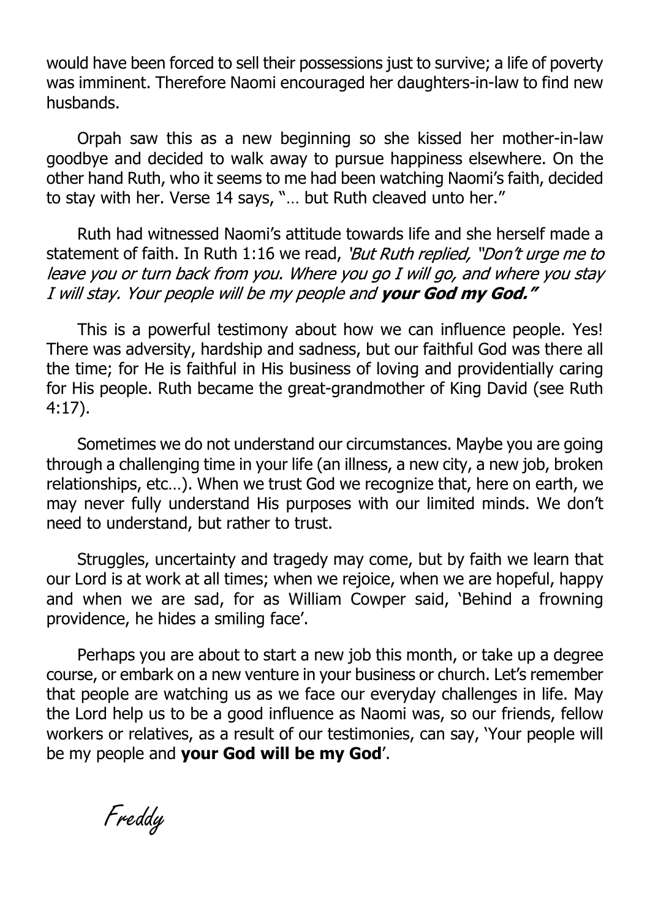would have been forced to sell their possessions just to survive; a life of poverty was imminent. Therefore Naomi encouraged her daughters-in-law to find new husbands.

Orpah saw this as a new beginning so she kissed her mother-in-law goodbye and decided to walk away to pursue happiness elsewhere. On the other hand Ruth, who it seems to me had been watching Naomi's faith, decided to stay with her. Verse 14 says, "… but Ruth cleaved unto her."

Ruth had witnessed Naomi's attitude towards life and she herself made a statement of faith. In Ruth 1:16 we read, *'But Ruth replied, "Don't urge me to leave you or turn back from you. Where you go I will go, and where you stay I will stay. Your people will be my people and **your God my God."***

This is a powerful testimony about how we can influence people. Yes! There was adversity, hardship and sadness, but our faithful God was there all the time; for He is faithful in His business of loving and providentially caring for His people. Ruth became the great-grandmother of King David (see Ruth 4:17).

Sometimes we do not understand our circumstances. Maybe you are going through a challenging time in your life (an illness, a new city, a new job, broken relationships, etc…). When we trust God we recognize that, here on earth, we may never fully understand His purposes with our limited minds. We don't need to understand, but rather to trust.

Struggles, uncertainty and tragedy may come, but by faith we learn that our Lord is at work at all times; when we rejoice, when we are hopeful, happy and when we are sad, for as William Cowper said, 'Behind a frowning providence, he hides a smiling face'.

Perhaps you are about to start a new job this month, or take up a degree course, or embark on a new venture in your business or church. Let's remember that people are watching us as we face our everyday challenges in life. May the Lord help us to be a good influence as Naomi was, so our friends, fellow workers or relatives, as a result of our testimonies, can say, 'Your people will be my people and **your God will be my God**'.

*Freddy*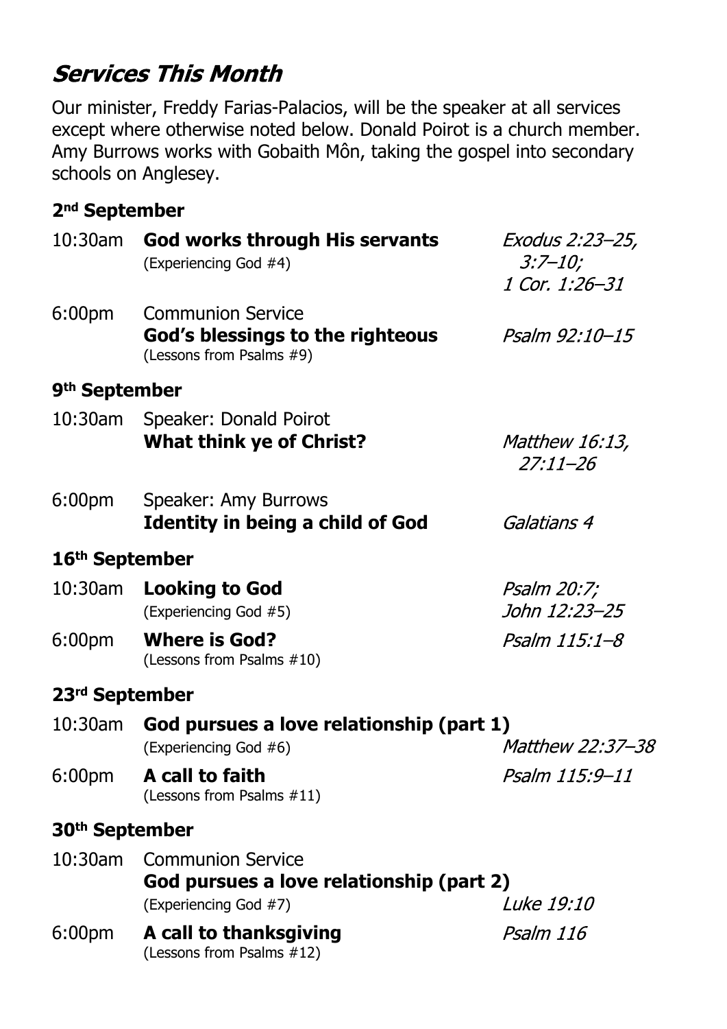## *Services This Month*

Our minister, Freddy Farias-Palacios, will be the speaker at all services except where otherwise noted below. Donald Poirot is a church member. Amy Burrows works with Gobaith Môn, taking the gospel into secondary schools on Anglesey.

### 2nd September

| | | |
|---|---|---|
| 10:30am | **God works through His servants** (Experiencing God #4) | *Exodus 2:23–25, 3:7–10; 1 Cor. 1:26–31* |
| 6:00pm | Communion Service **God's blessings to the righteous** (Lessons from Psalms #9) | *Psalm 92:10–15* |

### 9th September

| | | |
|---|---|---|
| 10:30am | Speaker: Donald Poirot **What think ye of Christ?** | *Matthew 16:13, 27:11–26* |
| 6:00pm | Speaker: Amy Burrows **Identity in being a child of God** | *Galatians 4* |

### 16th September

| | | |
|---|---|---|
| 10:30am | **Looking to God** (Experiencing God #5) | *Psalm 20:7; John 12:23–25* |
| 6:00pm | **Where is God?** (Lessons from Psalms #10) | *Psalm 115:1–8* |

### 23rd September

| | | |
|---|---|---|
| 10:30am | **God pursues a love relationship (part 1)** (Experiencing God #6) | *Matthew 22:37–38* |
| 6:00pm | **A call to faith** (Lessons from Psalms #11) | *Psalm 115:9–11* |

### 30th September

| | | |
|---|---|---|
| 10:30am | Communion Service **God pursues a love relationship (part 2)** (Experiencing God #7) | *Luke 19:10* |
| 6:00pm | **A call to thanksgiving** (Lessons from Psalms #12) | *Psalm 116* |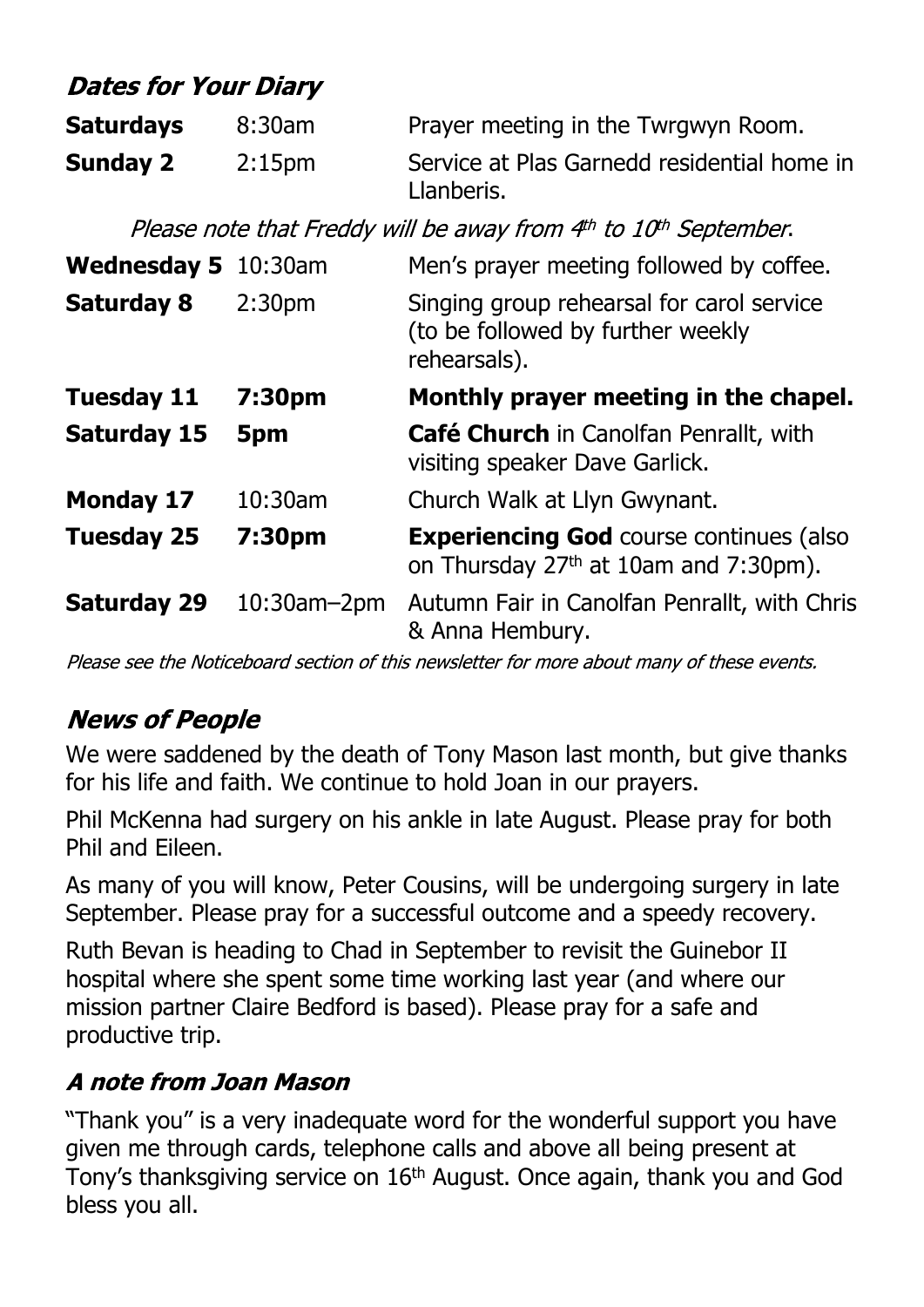## *Dates for Your Diary*

| | | |
|---|---|---|
| **Saturdays** | 8:30am | Prayer meeting in the Twrgwyn Room. |
| **Sunday 2** | 2:15pm | Service at Plas Garnedd residential home in Llanberis. |

*Please note that Freddy will be away from 4th to 10th September.*

| | | |
|---|---|---|
| **Wednesday 5** | 10:30am | Men's prayer meeting followed by coffee. |
| **Saturday 8** | 2:30pm | Singing group rehearsal for carol service (to be followed by further weekly rehearsals). |
| **Tuesday 11** | **7:30pm** | **Monthly prayer meeting in the chapel.** |
| **Saturday 15** | **5pm** | **Café Church** in Canolfan Penrallt, with visiting speaker Dave Garlick. |
| **Monday 17** | 10:30am | Church Walk at Llyn Gwynant. |
| **Tuesday 25** | **7:30pm** | **Experiencing God** course continues (also on Thursday 27th at 10am and 7:30pm). |
| **Saturday 29** | 10:30am–2pm | Autumn Fair in Canolfan Penrallt, with Chris & Anna Hembury. |

*Please see the Noticeboard section of this newsletter for more about many of these events.*

## *News of People*

We were saddened by the death of Tony Mason last month, but give thanks for his life and faith. We continue to hold Joan in our prayers.

Phil McKenna had surgery on his ankle in late August. Please pray for both Phil and Eileen.

As many of you will know, Peter Cousins, will be undergoing surgery in late September. Please pray for a successful outcome and a speedy recovery.

Ruth Bevan is heading to Chad in September to revisit the Guinebor II hospital where she spent some time working last year (and where our mission partner Claire Bedford is based). Please pray for a safe and productive trip.

### *A note from Joan Mason*

"Thank you" is a very inadequate word for the wonderful support you have given me through cards, telephone calls and above all being present at Tony's thanksgiving service on 16th August. Once again, thank you and God bless you all.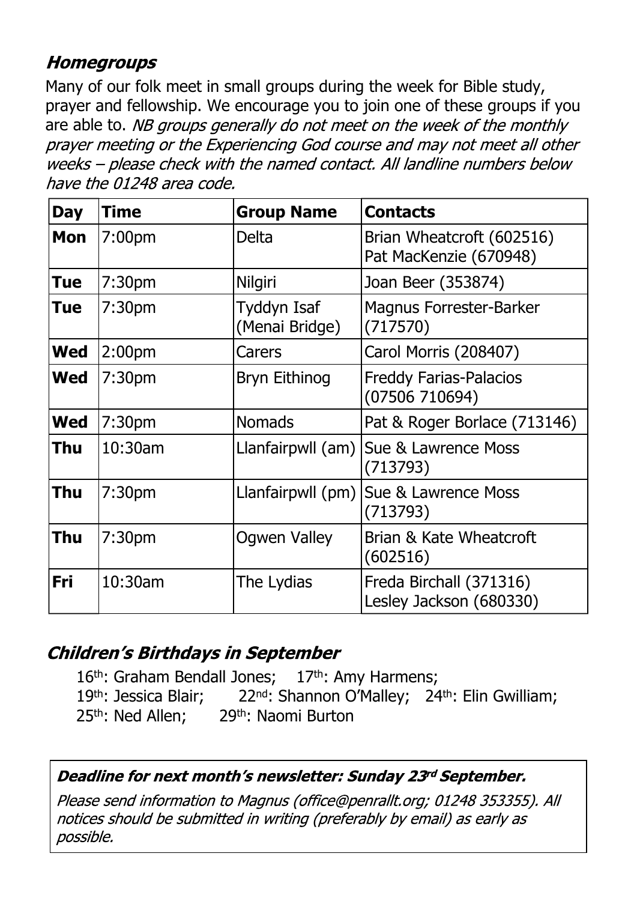## *Homegroups*

Many of our folk meet in small groups during the week for Bible study, prayer and fellowship. We encourage you to join one of these groups if you are able to. *NB groups generally do not meet on the week of the monthly prayer meeting or the Experiencing God course and may not meet all other weeks – please check with the named contact. All landline numbers below have the 01248 area code.*

| Day | Time | Group Name | Contacts |
|---|---|---|---|
| **Mon** | 7:00pm | Delta | Brian Wheatcroft (602516) Pat MacKenzie (670948) |
| **Tue** | 7:30pm | Nilgiri | Joan Beer (353874) |
| **Tue** | 7:30pm | Tyddyn Isaf (Menai Bridge) | Magnus Forrester-Barker (717570) |
| **Wed** | 2:00pm | Carers | Carol Morris (208407) |
| **Wed** | 7:30pm | Bryn Eithinog | Freddy Farias-Palacios (07506 710694) |
| **Wed** | 7:30pm | Nomads | Pat & Roger Borlace (713146) |
| **Thu** | 10:30am | Llanfairpwll (am) | Sue & Lawrence Moss (713793) |
| **Thu** | 7:30pm | Llanfairpwll (pm) | Sue & Lawrence Moss (713793) |
| **Thu** | 7:30pm | Ogwen Valley | Brian & Kate Wheatcroft (602516) |
| **Fri** | 10:30am | The Lydias | Freda Birchall (371316) Lesley Jackson (680330) |

## *Children's Birthdays in September*

16th: Graham Bendall Jones; 17th: Amy Harmens;
19th: Jessica Blair; 22nd: Shannon O'Malley; 24th: Elin Gwilliam;
25th: Ned Allen; 29th: Naomi Burton

***Deadline for next month's newsletter: Sunday 23rd September.***

*Please send information to Magnus (office@penrallt.org; 01248 353355). All notices should be submitted in writing (preferably by email) as early as possible.*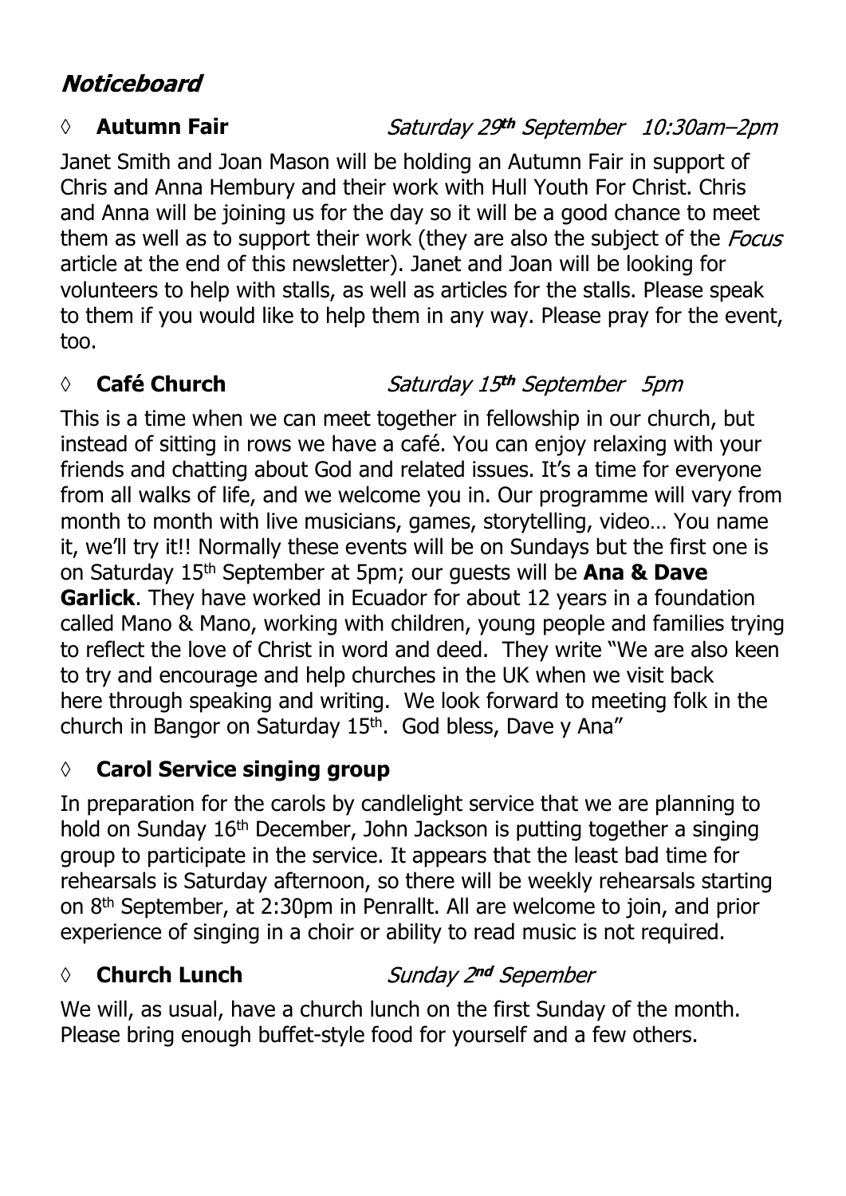# *Noticeboard*

## ◊ **Autumn Fair** *Saturday 29th September 10:30am–2pm*

Janet Smith and Joan Mason will be holding an Autumn Fair in support of Chris and Anna Hembury and their work with Hull Youth For Christ. Chris and Anna will be joining us for the day so it will be a good chance to meet them as well as to support their work (they are also the subject of the *Focus* article at the end of this newsletter). Janet and Joan will be looking for volunteers to help with stalls, as well as articles for the stalls. Please speak to them if you would like to help them in any way. Please pray for the event, too.

## ◊ **Café Church** *Saturday 15th September 5pm*

This is a time when we can meet together in fellowship in our church, but instead of sitting in rows we have a café. You can enjoy relaxing with your friends and chatting about God and related issues. It's a time for everyone from all walks of life, and we welcome you in. Our programme will vary from month to month with live musicians, games, storytelling, video… You name it, we'll try it!! Normally these events will be on Sundays but the first one is on Saturday 15th September at 5pm; our guests will be **Ana & Dave Garlick**. They have worked in Ecuador for about 12 years in a foundation called Mano & Mano, working with children, young people and families trying to reflect the love of Christ in word and deed. They write "We are also keen to try and encourage and help churches in the UK when we visit back here through speaking and writing. We look forward to meeting folk in the church in Bangor on Saturday 15th. God bless, Dave y Ana"

## ◊ **Carol Service singing group**

In preparation for the carols by candlelight service that we are planning to hold on Sunday 16th December, John Jackson is putting together a singing group to participate in the service. It appears that the least bad time for rehearsals is Saturday afternoon, so there will be weekly rehearsals starting on 8th September, at 2:30pm in Penrallt. All are welcome to join, and prior experience of singing in a choir or ability to read music is not required.

## ◊ **Church Lunch** *Sunday 2nd Sepember*

We will, as usual, have a church lunch on the first Sunday of the month. Please bring enough buffet-style food for yourself and a few others.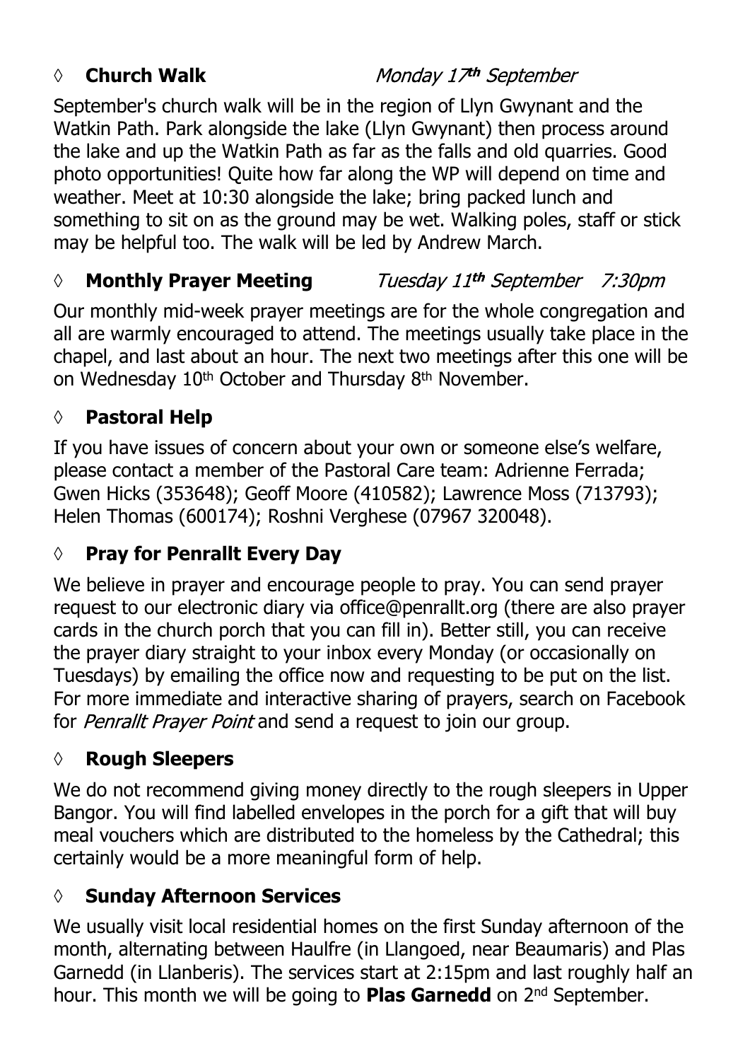## ◊ **Church Walk** *Monday 17th September*

September's church walk will be in the region of Llyn Gwynant and the Watkin Path. Park alongside the lake (Llyn Gwynant) then process around the lake and up the Watkin Path as far as the falls and old quarries. Good photo opportunities! Quite how far along the WP will depend on time and weather. Meet at 10:30 alongside the lake; bring packed lunch and something to sit on as the ground may be wet. Walking poles, staff or stick may be helpful too. The walk will be led by Andrew March.

## ◊ **Monthly Prayer Meeting** *Tuesday 11th September 7:30pm*

Our monthly mid-week prayer meetings are for the whole congregation and all are warmly encouraged to attend. The meetings usually take place in the chapel, and last about an hour. The next two meetings after this one will be on Wednesday 10th October and Thursday 8th November.

## ◊ **Pastoral Help**

If you have issues of concern about your own or someone else's welfare, please contact a member of the Pastoral Care team: Adrienne Ferrada; Gwen Hicks (353648); Geoff Moore (410582); Lawrence Moss (713793); Helen Thomas (600174); Roshni Verghese (07967 320048).

## ◊ **Pray for Penrallt Every Day**

We believe in prayer and encourage people to pray. You can send prayer request to our electronic diary via office@penrallt.org (there are also prayer cards in the church porch that you can fill in). Better still, you can receive the prayer diary straight to your inbox every Monday (or occasionally on Tuesdays) by emailing the office now and requesting to be put on the list. For more immediate and interactive sharing of prayers, search on Facebook for *Penrallt Prayer Point* and send a request to join our group.

## ◊ **Rough Sleepers**

We do not recommend giving money directly to the rough sleepers in Upper Bangor. You will find labelled envelopes in the porch for a gift that will buy meal vouchers which are distributed to the homeless by the Cathedral; this certainly would be a more meaningful form of help.

## ◊ **Sunday Afternoon Services**

We usually visit local residential homes on the first Sunday afternoon of the month, alternating between Haulfre (in Llangoed, near Beaumaris) and Plas Garnedd (in Llanberis). The services start at 2:15pm and last roughly half an hour. This month we will be going to **Plas Garnedd** on 2nd September.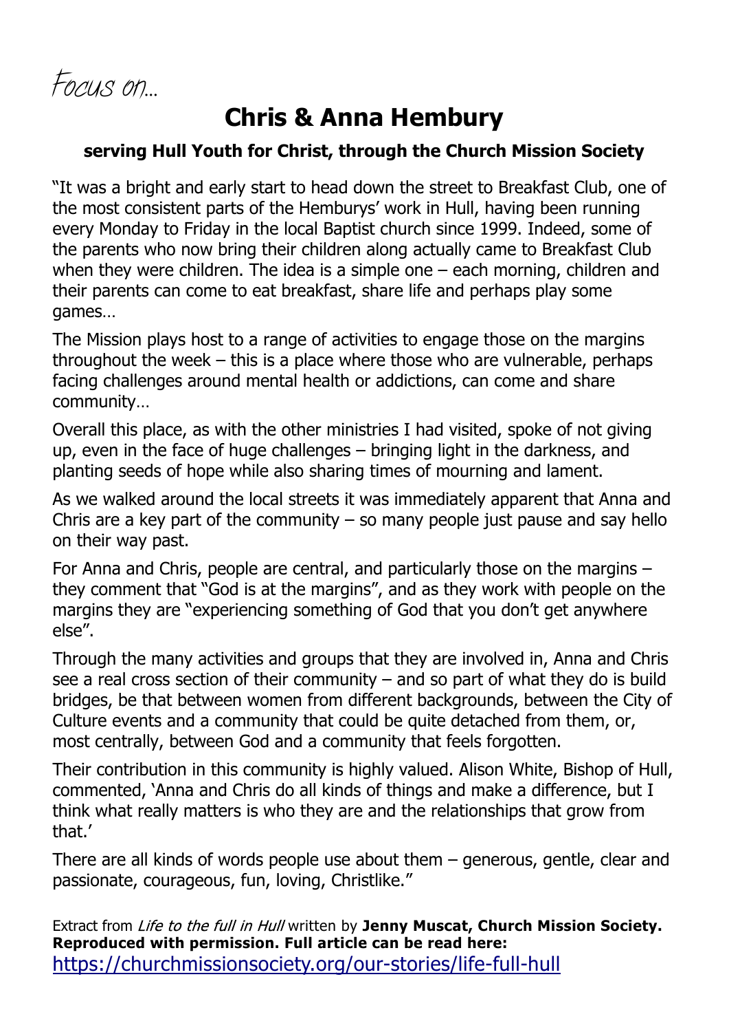*Focus on…*

# Chris & Anna Hembury

**serving Hull Youth for Christ, through the Church Mission Society**

"It was a bright and early start to head down the street to Breakfast Club, one of the most consistent parts of the Hemburys' work in Hull, having been running every Monday to Friday in the local Baptist church since 1999. Indeed, some of the parents who now bring their children along actually came to Breakfast Club when they were children. The idea is a simple one – each morning, children and their parents can come to eat breakfast, share life and perhaps play some games…

The Mission plays host to a range of activities to engage those on the margins throughout the week – this is a place where those who are vulnerable, perhaps facing challenges around mental health or addictions, can come and share community…

Overall this place, as with the other ministries I had visited, spoke of not giving up, even in the face of huge challenges – bringing light in the darkness, and planting seeds of hope while also sharing times of mourning and lament.

As we walked around the local streets it was immediately apparent that Anna and Chris are a key part of the community – so many people just pause and say hello on their way past.

For Anna and Chris, people are central, and particularly those on the margins – they comment that "God is at the margins", and as they work with people on the margins they are "experiencing something of God that you don't get anywhere else".

Through the many activities and groups that they are involved in, Anna and Chris see a real cross section of their community – and so part of what they do is build bridges, be that between women from different backgrounds, between the City of Culture events and a community that could be quite detached from them, or, most centrally, between God and a community that feels forgotten.

Their contribution in this community is highly valued. Alison White, Bishop of Hull, commented, 'Anna and Chris do all kinds of things and make a difference, but I think what really matters is who they are and the relationships that grow from that.'

There are all kinds of words people use about them – generous, gentle, clear and passionate, courageous, fun, loving, Christlike."

Extract from *Life to the full in Hull* written by **Jenny Muscat, Church Mission Society. Reproduced with permission. Full article can be read here:**
https://churchmissionsociety.org/our-stories/life-full-hull